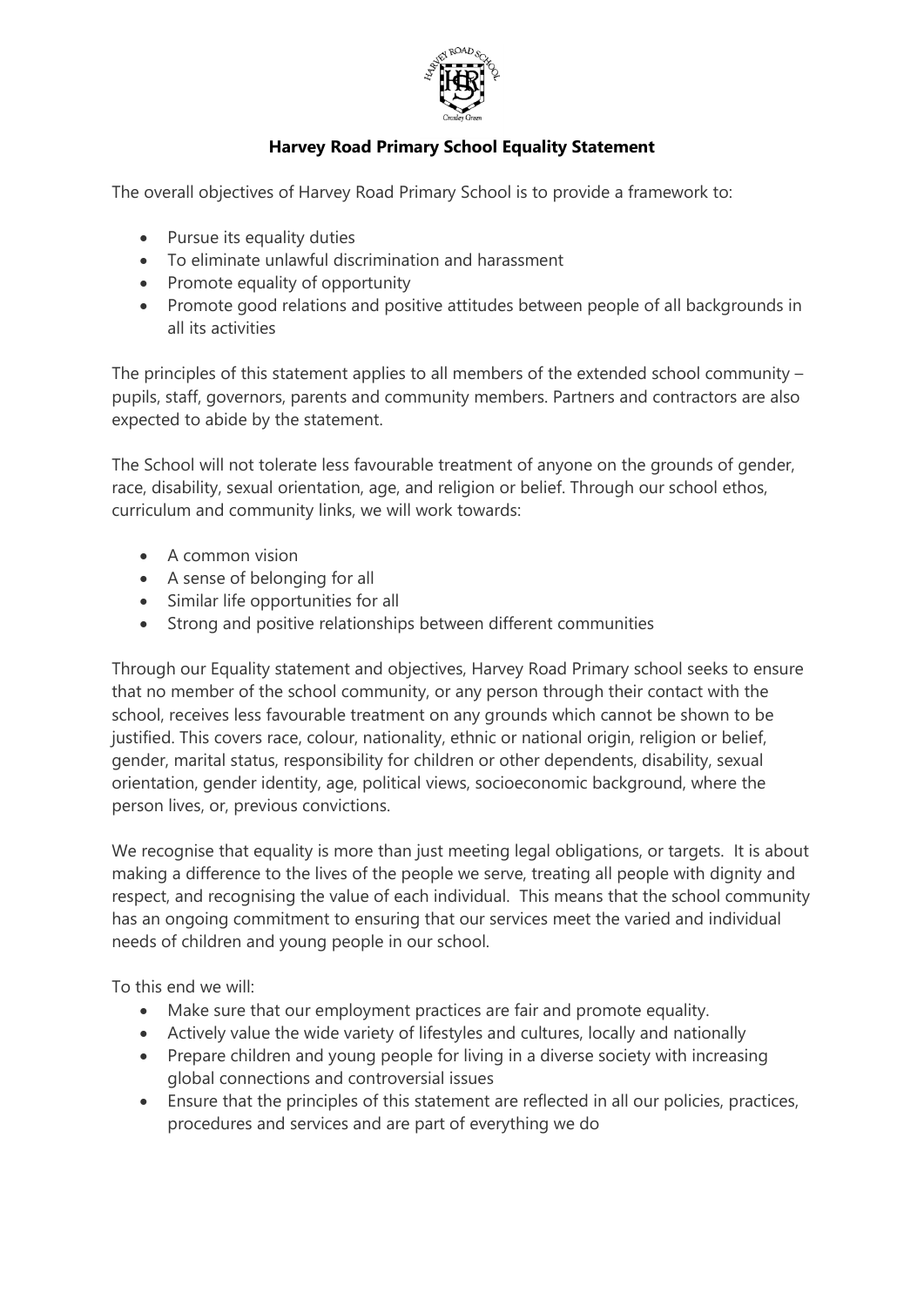# Harvey Road Primary School Equality Statement

The overall objectives of Harvey Road Primary School is to provide a framework to:

- Pursue its equality duties
- To eliminate unlawful discrimination and harassment
- Promote equality of opportunity
- Promote good relations and positive attitudes between people of all backgrounds in all its activities

The principles of this statement applies to all members of the extended school community – pupils, staff, governors, parents and community members. Partners and contractors are also expected to abide by the statement.

The School will not tolerate less favourable treatment of anyone on the grounds of gender, race, disability, sexual orientation, age, and religion or belief. Through our school ethos, curriculum and community links, we will work towards:

- A common vision
- A sense of belonging for all
- Similar life opportunities for all
- Strong and positive relationships between different communities

Through our Equality statement and objectives, Harvey Road Primary school seeks to ensure that no member of the school community, or any person through their contact with the school, receives less favourable treatment on any grounds which cannot be shown to be justified. This covers race, colour, nationality, ethnic or national origin, religion or belief, gender, marital status, responsibility for children or other dependents, disability, sexual orientation, gender identity, age, political views, socioeconomic background, where the person lives, or, previous convictions.

We recognise that equality is more than just meeting legal obligations, or targets. It is about making a difference to the lives of the people we serve, treating all people with dignity and respect, and recognising the value of each individual. This means that the school community has an ongoing commitment to ensuring that our services meet the varied and individual needs of children and young people in our school.

To this end we will:

- Make sure that our employment practices are fair and promote equality.
- Actively value the wide variety of lifestyles and cultures, locally and nationally
- Prepare children and young people for living in a diverse society with increasing global connections and controversial issues
- Ensure that the principles of this statement are reflected in all our policies, practices, procedures and services and are part of everything we do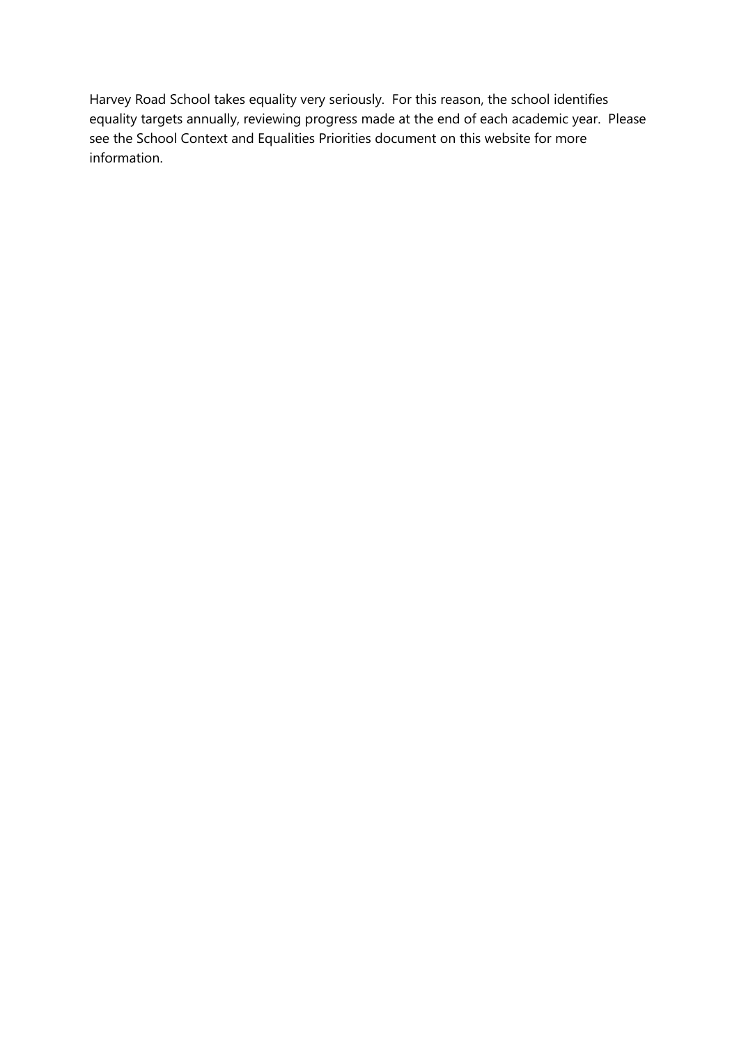Harvey Road School takes equality very seriously. For this reason, the school identifies equality targets annually, reviewing progress made at the end of each academic year. Please see the School Context and Equalities Priorities document on this website for more information.